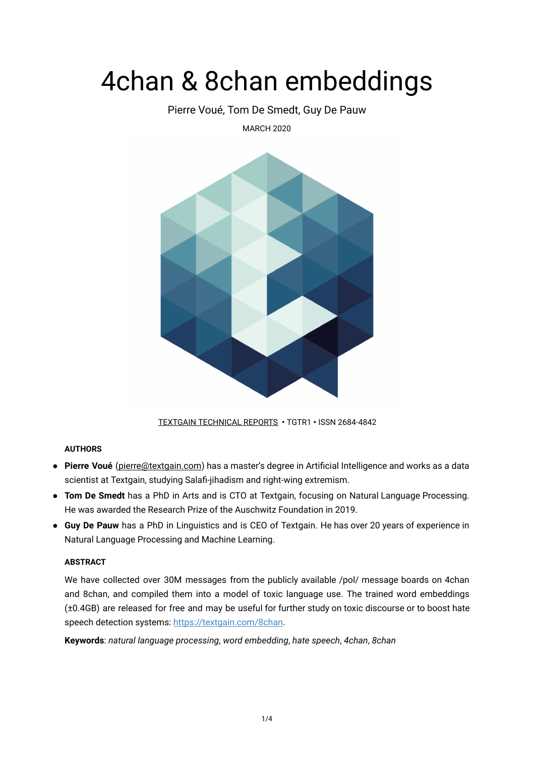# 4chan & 8chan embeddings

Pierre Voué, Tom De Smedt, Guy De Pauw

MARCH 2020

TEXTGAIN TECHNICAL REPORTS • TGTR1 • ISSN 2684-4842

#### AUTHORS

- **Pierre Voué** (pierre@textgain.com) has a master's degree in Artificial Intelligence and works as a data scientist at Textgain, studying Salafi-jihadism and right-wing extremism.
- **Tom De Smedt** has a PhD in Arts and is CTO at Textgain, focusing on Natural Language Processing. He was awarded the Research Prize of the Auschwitz Foundation in 2019.
- **Guy De Pauw** has a PhD in Linguistics and is CEO of Textgain. He has over 20 years of experience in Natural Language Processing and Machine Learning.

#### ABSTRACT

We have collected over 30M messages from the publicly available /pol/ message boards on 4chan and 8chan, and compiled them into a model of toxic language use. The trained word embeddings (±0.4GB) are released for free and may be useful for further study on toxic discourse or to boost hate speech detection systems: https://textgain.com/8chan.

**Keywords**: *natural language processing*, *word embedding*, *hate speech*, *4chan*, *8chan*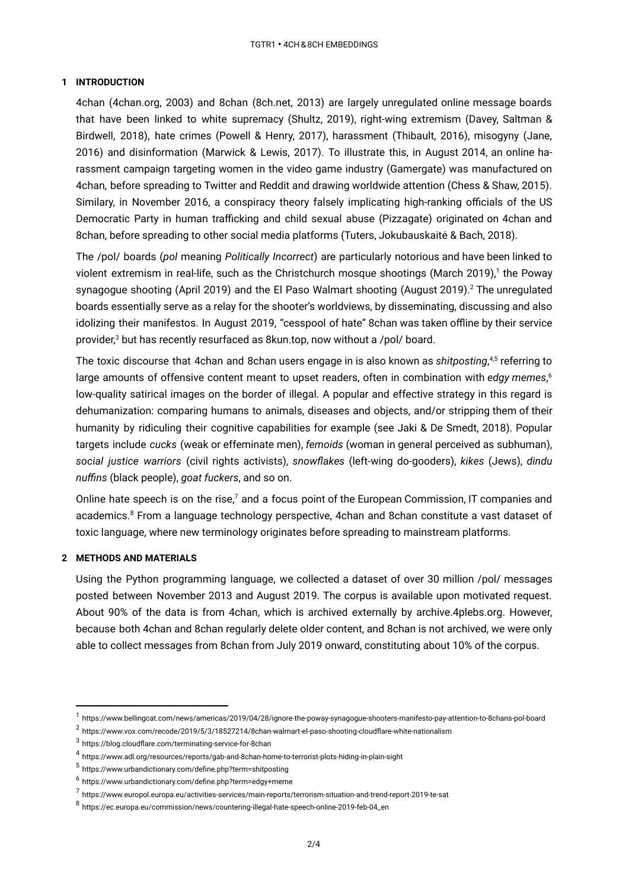## 1 INTRODUCTION

4chan (4chan.org, 2003) and 8chan (8ch.net, 2013) are largely unregulated online message boards that have been linked to white supremacy (Shultz, 2019), right-wing extremism (Davey, Saltman & Birdwell, 2018), hate crimes (Powell & Henry, 2017), harassment (Thibault, 2016), misogyny (Jane, 2016) and disinformation (Marwick & Lewis, 2017). To illustrate this, in August 2014, an online harassment campaign targeting women in the video game industry (Gamergate) was manufactured on 4chan, before spreading to Twitter and Reddit and drawing worldwide attention (Chess & Shaw, 2015). Similary, in November 2016, a conspiracy theory falsely implicating high-ranking officials of the US Democratic Party in human trafficking and child sexual abuse (Pizzagate) originated on 4chan and 8chan, before spreading to other social media platforms (Tuters, Jokubauskaitė & Bach, 2018).

The /pol/ boards (*pol* meaning *Politically Incorrect*) are particularly notorious and have been linked to violent extremism in real-life, such as the Christchurch mosque shootings (March 2019),[1] the Poway synagogue shooting (April 2019) and the El Paso Walmart shooting (August 2019).[2] The unregulated boards essentially serve as a relay for the shooter's worldviews, by disseminating, discussing and also idolizing their manifestos. In August 2019, "cesspool of hate" 8chan was taken offline by their service provider,[3] but has recently resurfaced as 8kun.top, now without a /pol/ board.

The toxic discourse that 4chan and 8chan users engage in is also known as *shitposting*,[4,5] referring to large amounts of offensive content meant to upset readers, often in combination with *edgy memes*,[6] low-quality satirical images on the border of illegal. A popular and effective strategy in this regard is dehumanization: comparing humans to animals, diseases and objects, and/or stripping them of their humanity by ridiculing their cognitive capabilities for example (see Jaki & De Smedt, 2018). Popular targets include *cucks* (weak or effeminate men), *femoids* (woman in general perceived as subhuman), *social justice warriors* (civil rights activists), *snowflakes* (left-wing do-gooders), *kikes* (Jews), *dindu nuffins* (black people), *goat fuckers*, and so on.

Online hate speech is on the rise,[7] and a focus point of the European Commission, IT companies and academics.[8] From a language technology perspective, 4chan and 8chan constitute a vast dataset of toxic language, where new terminology originates before spreading to mainstream platforms.

## 2 METHODS AND MATERIALS

Using the Python programming language, we collected a dataset of over 30 million /pol/ messages posted between November 2013 and August 2019. The corpus is available upon motivated request. About 90% of the data is from 4chan, which is archived externally by archive.4plebs.org. However, because both 4chan and 8chan regularly delete older content, and 8chan is not archived, we were only able to collect messages from 8chan from July 2019 onward, constituting about 10% of the corpus.

---

[1] https://www.bellingcat.com/news/americas/2019/04/28/ignore-the-poway-synagogue-shooters-manifesto-pay-attention-to-8chans-pol-board

[2] https://www.vox.com/recode/2019/5/3/18527214/8chan-walmart-el-paso-shooting-cloudflare-white-nationalism

[3] https://blog.cloudflare.com/terminating-service-for-8chan

[4] https://www.adl.org/resources/reports/gab-and-8chan-home-to-terrorist-plots-hiding-in-plain-sight

[5] https://www.urbandictionary.com/define.php?term=shitposting

[6] https://www.urbandictionary.com/define.php?term=edgy+meme

[7] https://www.europol.europa.eu/activities-services/main-reports/terrorism-situation-and-trend-report-2019-te-sat

[8] https://ec.europa.eu/commission/news/countering-illegal-hate-speech-online-2019-feb-04_en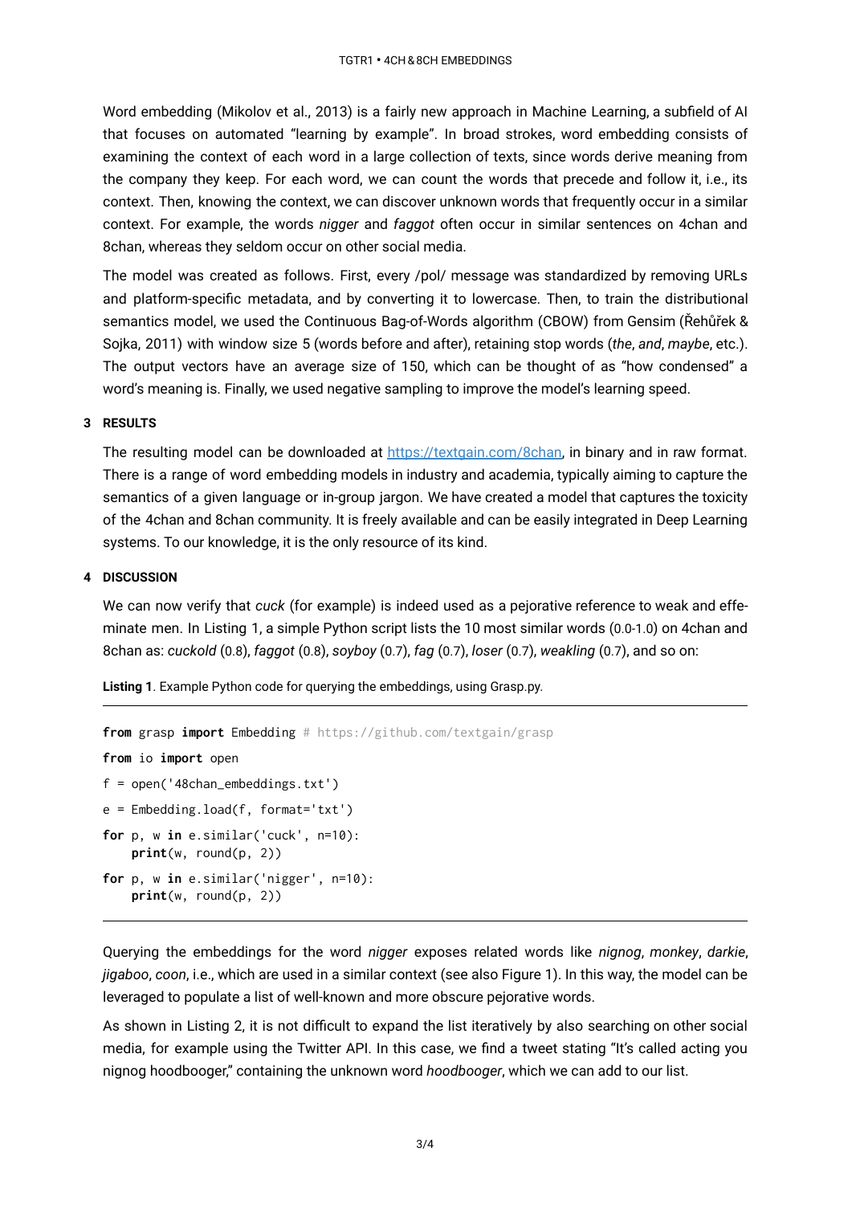Word embedding (Mikolov et al., 2013) is a fairly new approach in Machine Learning, a subfield of AI that focuses on automated "learning by example". In broad strokes, word embedding consists of examining the context of each word in a large collection of texts, since words derive meaning from the company they keep. For each word, we can count the words that precede and follow it, i.e., its context. Then, knowing the context, we can discover unknown words that frequently occur in a similar context. For example, the words *nigger* and *faggot* often occur in similar sentences on 4chan and 8chan, whereas they seldom occur on other social media.

The model was created as follows. First, every /pol/ message was standardized by removing URLs and platform-specific metadata, and by converting it to lowercase. Then, to train the distributional semantics model, we used the Continuous Bag-of-Words algorithm (CBOW) from Gensim (Řehůřek & Sojka, 2011) with window size 5 (words before and after), retaining stop words (*the*, *and*, *maybe*, etc.). The output vectors have an average size of 150, which can be thought of as "how condensed" a word's meaning is. Finally, we used negative sampling to improve the model's learning speed.

## 3 RESULTS

The resulting model can be downloaded at https://textgain.com/8chan, in binary and in raw format. There is a range of word embedding models in industry and academia, typically aiming to capture the semantics of a given language or in-group jargon. We have created a model that captures the toxicity of the 4chan and 8chan community. It is freely available and can be easily integrated in Deep Learning systems. To our knowledge, it is the only resource of its kind.

## 4 DISCUSSION

We can now verify that *cuck* (for example) is indeed used as a pejorative reference to weak and effeminate men. In Listing 1, a simple Python script lists the 10 most similar words (0.0-1.0) on 4chan and 8chan as: *cuckold* (0.8), *faggot* (0.8), *soyboy* (0.7), *fag* (0.7), *loser* (0.7), *weakling* (0.7), and so on:

**Listing 1**. Example Python code for querying the embeddings, using Grasp.py.

```
from grasp import Embedding # https://github.com/textgain/grasp
from io import open
f = open('48chan_embeddings.txt')
e = Embedding.load(f, format='txt')
for p, w in e.similar('cuck', n=10):
    print(w, round(p, 2))
for p, w in e.similar('nigger', n=10):
    print(w, round(p, 2))
```

Querying the embeddings for the word *nigger* exposes related words like *nignog*, *monkey*, *darkie*, *jigaboo*, *coon*, i.e., which are used in a similar context (see also Figure 1). In this way, the model can be leveraged to populate a list of well-known and more obscure pejorative words.

As shown in Listing 2, it is not difficult to expand the list iteratively by also searching on other social media, for example using the Twitter API. In this case, we find a tweet stating "It's called acting you nignog hoodbooger," containing the unknown word *hoodbooger*, which we can add to our list.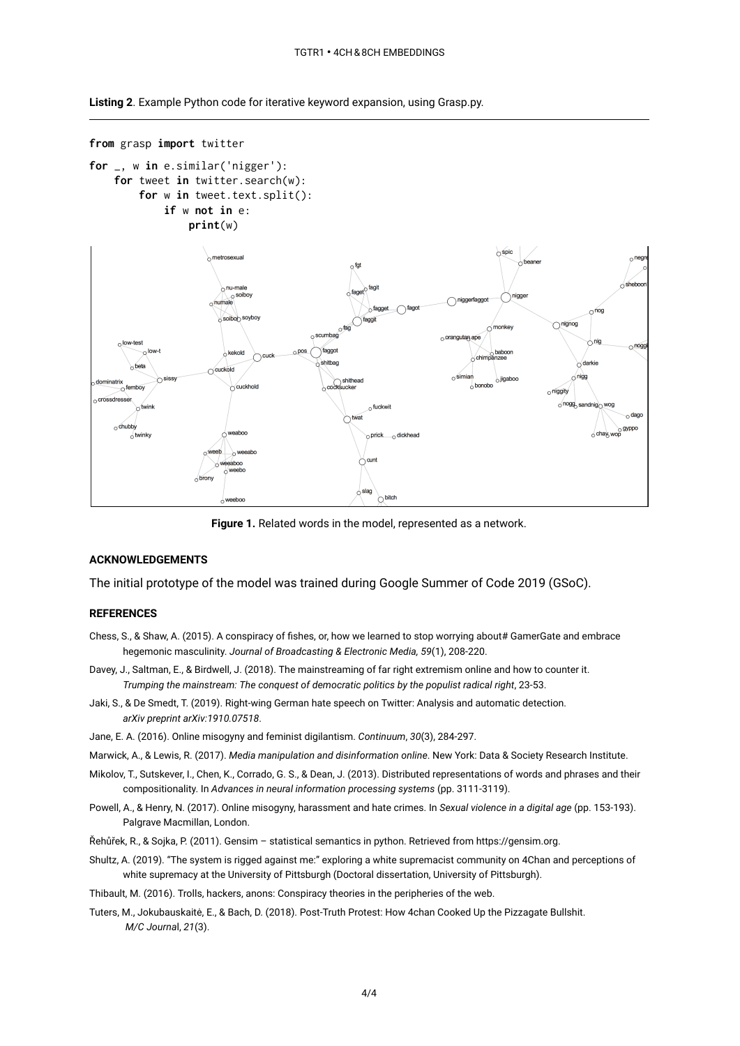**Listing 2**. Example Python code for iterative keyword expansion, using Grasp.py.

```
from grasp import twitter

for _, w in e.similar('nigger'):
    for tweet in twitter.search(w):
        for w in tweet.text.split():
            if w not in e:
                print(w)
```

metrosexual
nu-male
soiboy
numale
soibob
soyboy
low-test
low-t
beta
kekold
cuck
cuckold
sissy
dominatrix
femboy
crossdresser
twink
chubby
twinky
cuckhold
weaboo
weeb
weeabo
weeaboo
weebo
brony
weeboo
fgt
faget
fagit
fagget
fagot
faggit
fag
scumbag
pos
faggot
shitbag
shithead
cocksucker
fuckwit
twat
prick
dickhead
cunt
slag
bitch
niggerfaggot
spic
beaner
nigger
monkey
orangutan ape
baboon
chimpanzee
simian
jigaboo
bonobo
nignog
nog
nig
darkie
nigg
niggity
nogg
sandnig
wog
dago
gyppo
chav
wop
negr
sheboon
noggi

**Figure 1.** Related words in the model, represented as a network.

## ACKNOWLEDGEMENTS

The initial prototype of the model was trained during Google Summer of Code 2019 (GSoC).

## REFERENCES

Chess, S., & Shaw, A. (2015). A conspiracy of fishes, or, how we learned to stop worrying about# GamerGate and embrace hegemonic masculinity. *Journal of Broadcasting & Electronic Media, 59*(1), 208-220.

Davey, J., Saltman, E., & Birdwell, J. (2018). The mainstreaming of far right extremism online and how to counter it. *Trumping the mainstream: The conquest of democratic politics by the populist radical right*, 23-53.

Jaki, S., & De Smedt, T. (2019). Right-wing German hate speech on Twitter: Analysis and automatic detection. *arXiv preprint arXiv:1910.07518*.

Jane, E. A. (2016). Online misogyny and feminist digilantism. *Continuum*, *30*(3), 284-297.

Marwick, A., & Lewis, R. (2017). *Media manipulation and disinformation online*. New York: Data & Society Research Institute.

Mikolov, T., Sutskever, I., Chen, K., Corrado, G. S., & Dean, J. (2013). Distributed representations of words and phrases and their compositionality. In *Advances in neural information processing systems* (pp. 3111-3119).

Powell, A., & Henry, N. (2017). Online misogyny, harassment and hate crimes. In *Sexual violence in a digital age* (pp. 153-193). Palgrave Macmillan, London.

Řehůřek, R., & Sojka, P. (2011). Gensim – statistical semantics in python. Retrieved from https://gensim.org.

Shultz, A. (2019). "The system is rigged against me:" exploring a white supremacist community on 4Chan and perceptions of white supremacy at the University of Pittsburgh (Doctoral dissertation, University of Pittsburgh).

Thibault, M. (2016). Trolls, hackers, anons: Conspiracy theories in the peripheries of the web.

Tuters, M., Jokubauskaitė, E., & Bach, D. (2018). Post-Truth Protest: How 4chan Cooked Up the Pizzagate Bullshit. *M/C Journa*l, *21*(3).